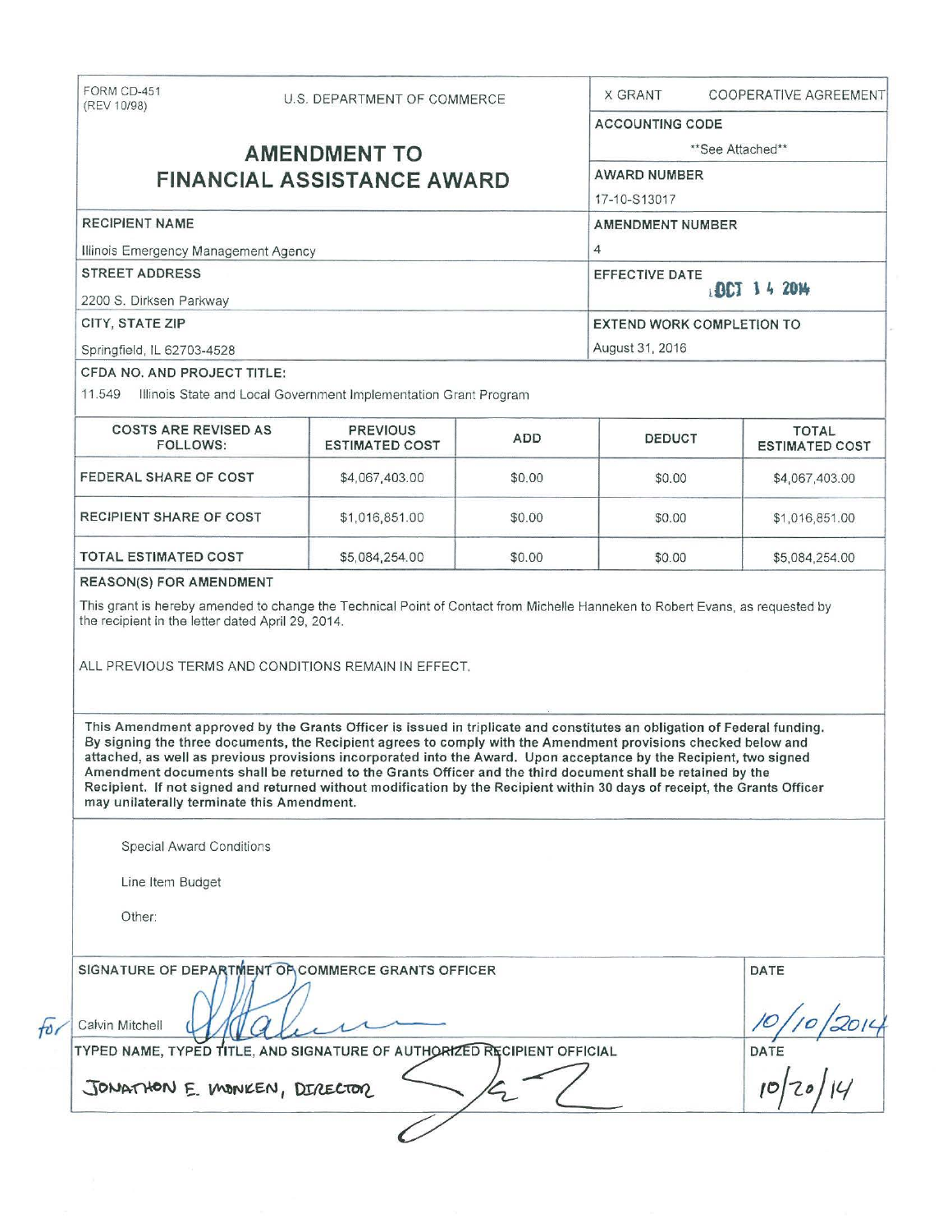FORM CD-451
(REV 10/98)

U.S. DEPARTMENT OF COMMERCE

# AMENDMENT TO FINANCIAL ASSISTANCE AWARD

X GRANT    COOPERATIVE AGREEMENT

**ACCOUNTING CODE**
**See Attached**

**AWARD NUMBER**
17-10-S13017

**RECIPIENT NAME**
Illinois Emergency Management Agency

**AMENDMENT NUMBER**
4

**STREET ADDRESS**
2200 S. Dirksen Parkway

**EFFECTIVE DATE**
OCT 14 2014

**CITY, STATE ZIP**
Springfield, IL 62703-4528

**EXTEND WORK COMPLETION TO**
August 31, 2016

**CFDA NO. AND PROJECT TITLE:**
11.549 Illinois State and Local Government Implementation Grant Program

| COSTS ARE REVISED AS FOLLOWS: | PREVIOUS ESTIMATED COST | ADD | DEDUCT | TOTAL ESTIMATED COST |
|---|---|---|---|---|
| FEDERAL SHARE OF COST | $4,067,403.00 | $0.00 | $0.00 | $4,067,403.00 |
| RECIPIENT SHARE OF COST | $1,016,851.00 | $0.00 | $0.00 | $1,016,851.00 |
| TOTAL ESTIMATED COST | $5,084,254.00 | $0.00 | $0.00 | $5,084,254.00 |

**REASON(S) FOR AMENDMENT**

This grant is hereby amended to change the Technical Point of Contact from Michelle Hanneken to Robert Evans, as requested by the recipient in the letter dated April 29, 2014.

ALL PREVIOUS TERMS AND CONDITIONS REMAIN IN EFFECT.

**This Amendment approved by the Grants Officer is issued in triplicate and constitutes an obligation of Federal funding. By signing the three documents, the Recipient agrees to comply with the Amendment provisions checked below and attached, as well as previous provisions incorporated into the Award. Upon acceptance by the Recipient, two signed Amendment documents shall be returned to the Grants Officer and the third document shall be retained by the Recipient. If not signed and returned without modification by the Recipient within 30 days of receipt, the Grants Officer may unilaterally terminate this Amendment.**

Special Award Conditions

Line Item Budget

Other:

**SIGNATURE OF DEPARTMENT OF COMMERCE GRANTS OFFICER**

for Calvin Mitchell

**DATE**
10/10/2014

**TYPED NAME, TYPED TITLE, AND SIGNATURE OF AUTHORIZED RECIPIENT OFFICIAL**

JONATHON E. MONKEN, DIRECTOR

**DATE**
10/20/14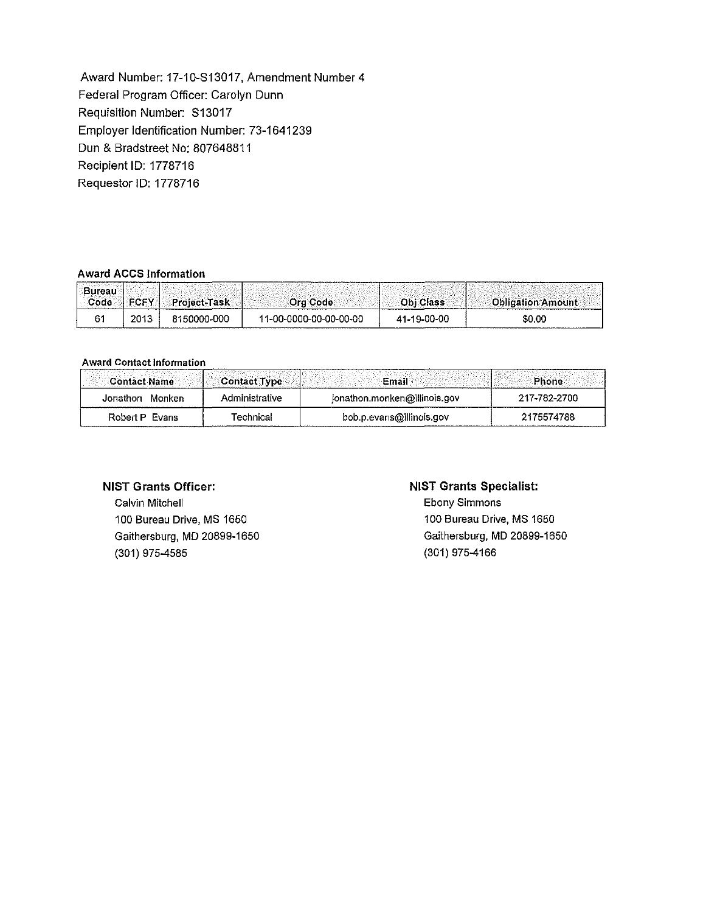Award Number: 17-10-S13017, Amendment Number 4
Federal Program Officer: Carolyn Dunn
Requisition Number: S13017
Employer Identification Number: 73-1641239
Dun & Bradstreet No: 807648811
Recipient ID: 1778716
Requestor ID: 1778716

**Award ACCS Information**

| Bureau Code | FCFY | Project-Task | Org Code | Obj Class | Obligation Amount |
|---|---|---|---|---|---|
| 61 | 2013 | 8150000-000 | 11-00-0000-00-00-00-00 | 41-19-00-00 | $0.00 |

**Award Contact Information**

| Contact Name | Contact Type | Email | Phone |
|---|---|---|---|
| Jonathon Monken | Administrative | jonathon.monken@illinois.gov | 217-782-2700 |
| Robert P Evans | Technical | bob.p.evans@illinois.gov | 2175574788 |

**NIST Grants Officer:**
Calvin Mitchell
100 Bureau Drive, MS 1650
Gaithersburg, MD 20899-1650
(301) 975-4585

**NIST Grants Specialist:**
Ebony Simmons
100 Bureau Drive, MS 1650
Gaithersburg, MD 20899-1650
(301) 975-4166